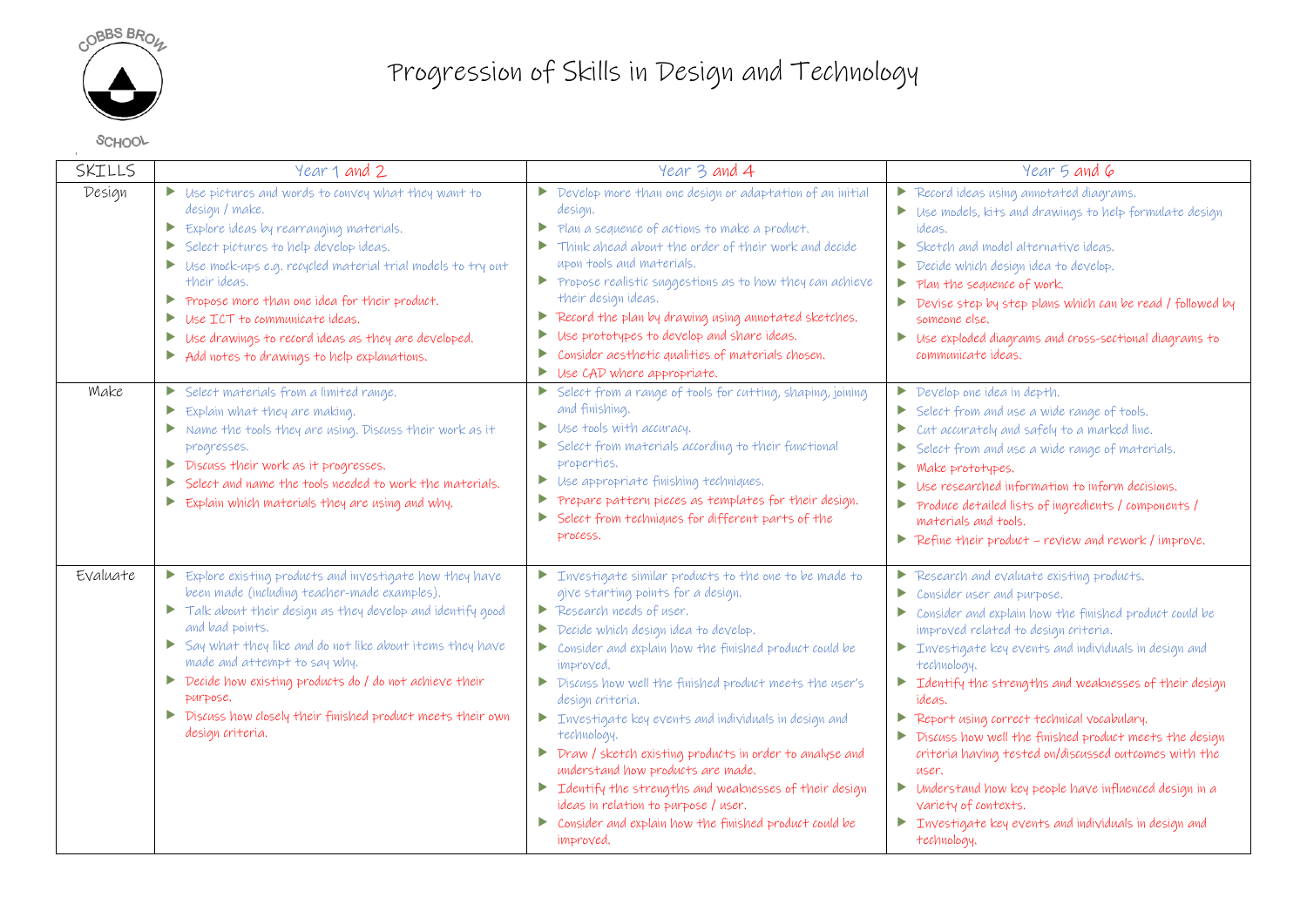# Progression of Skills in Design and Technology

| SKILLS | Year 1 and 2 | Year 3 and 4 | Year 5 and 6 |
|---|---|---|---|
| Design | ▶ Use pictures and words to convey what they want to design / make.<br>▶ Explore ideas by rearranging materials.<br>▶ Select pictures to help develop ideas.<br>▶ Use mock-ups e.g. recycled material trial models to try out their ideas.<br>▶ Propose more than one idea for their product.<br>▶ Use ICT to communicate ideas.<br>▶ Use drawings to record ideas as they are developed.<br>▶ Add notes to drawings to help explanations. | ▶ Develop more than one design or adaptation of an initial design.<br>▶ Plan a sequence of actions to make a product.<br>▶ Think ahead about the order of their work and decide upon tools and materials.<br>▶ Propose realistic suggestions as to how they can achieve their design ideas.<br>▶ Record the plan by drawing using annotated sketches.<br>▶ Use prototypes to develop and share ideas.<br>▶ Consider aesthetic qualities of materials chosen.<br>▶ Use CAD where appropriate. | ▶ Record ideas using annotated diagrams.<br>▶ Use models, kits and drawings to help formulate design ideas.<br>▶ Sketch and model alternative ideas.<br>▶ Decide which design idea to develop.<br>▶ Plan the sequence of work.<br>▶ Devise step by step plans which can be read / followed by someone else.<br>▶ Use exploded diagrams and cross-sectional diagrams to communicate ideas. |
| Make | ▶ Select materials from a limited range.<br>▶ Explain what they are making.<br>▶ Name the tools they are using. Discuss their work as it progresses.<br>▶ Discuss their work as it progresses.<br>▶ Select and name the tools needed to work the materials.<br>▶ Explain which materials they are using and why. | ▶ Select from a range of tools for cutting, shaping, joining and finishing.<br>▶ Use tools with accuracy.<br>▶ Select from materials according to their functional properties.<br>▶ Use appropriate finishing techniques.<br>▶ Prepare pattern pieces as templates for their design.<br>▶ Select from techniques for different parts of the process. | ▶ Develop one idea in depth.<br>▶ Select from and use a wide range of tools.<br>▶ Cut accurately and safely to a marked line.<br>▶ Select from and use a wide range of materials.<br>▶ Make prototypes.<br>▶ Use researched information to inform decisions.<br>▶ Produce detailed lists of ingredients / components / materials and tools.<br>▶ Refine their product – review and rework / improve. |
| Evaluate | ▶ Explore existing products and investigate how they have been made (including teacher-made examples).<br>▶ Talk about their design as they develop and identify good and bad points.<br>▶ Say what they like and do not like about items they have made and attempt to say why.<br>▶ Decide how existing products do / do not achieve their purpose.<br>▶ Discuss how closely their finished product meets their own design criteria. | ▶ Investigate similar products to the one to be made to give starting points for a design.<br>▶ Research needs of user.<br>▶ Decide which design idea to develop.<br>▶ Consider and explain how the finished product could be improved.<br>▶ Discuss how well the finished product meets the user's design criteria.<br>▶ Investigate key events and individuals in design and technology.<br>▶ Draw / sketch existing products in order to analyse and understand how products are made.<br>▶ Identify the strengths and weaknesses of their design ideas in relation to purpose / user.<br>▶ Consider and explain how the finished product could be improved. | ▶ Research and evaluate existing products.<br>▶ Consider user and purpose.<br>▶ Consider and explain how the finished product could be improved related to design criteria.<br>▶ Investigate key events and individuals in design and technology.<br>▶ Identify the strengths and weaknesses of their design ideas.<br>▶ Report using correct technical vocabulary.<br>▶ Discuss how well the finished product meets the design criteria having tested on/discussed outcomes with the user.<br>▶ Understand how key people have influenced design in a variety of contexts.<br>▶ Investigate key events and individuals in design and technology. |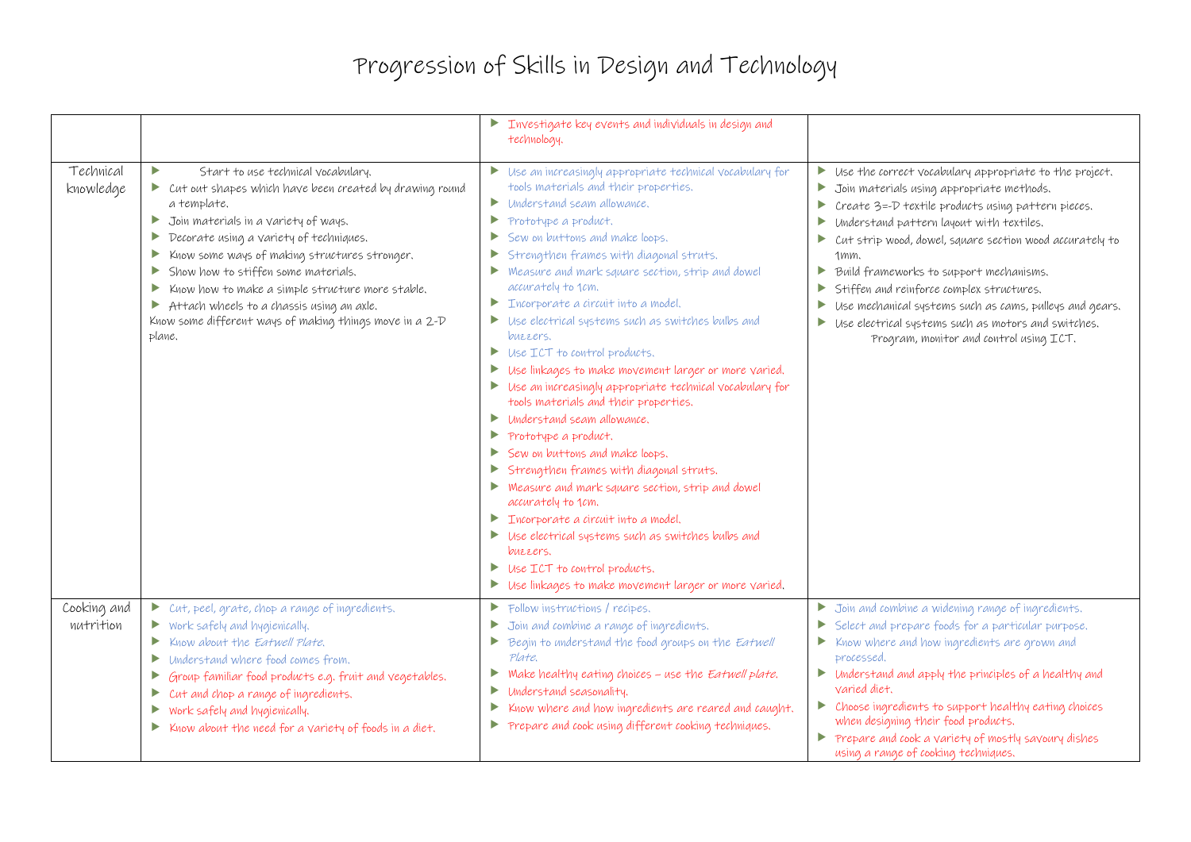# Progression of Skills in Design and Technology

| | | | |
|---|---|---|---|
| | | ▶ Investigate key events and individuals in design and technology. | |
| Technical knowledge | ▶ Start to use technical vocabulary.<br>▶ Cut out shapes which have been created by drawing round a template.<br>▶ Join materials in a variety of ways.<br>▶ Decorate using a variety of techniques.<br>▶ Know some ways of making structures stronger.<br>▶ Show how to stiffen some materials.<br>▶ Know how to make a simple structure more stable.<br>▶ Attach wheels to a chassis using an axle.<br>Know some different ways of making things move in a 2-D plane. | ▶ Use an increasingly appropriate technical vocabulary for tools materials and their properties.<br>▶ Understand seam allowance.<br>▶ Prototype a product.<br>▶ Sew on buttons and make loops.<br>▶ Strengthen frames with diagonal struts.<br>▶ Measure and mark square section, strip and dowel accurately to 1cm.<br>▶ Incorporate a circuit into a model.<br>▶ Use electrical systems such as switches bulbs and buzzers.<br>▶ Use ICT to control products.<br>▶ Use linkages to make movement larger or more varied.<br>▶ Use an increasingly appropriate technical vocabulary for tools materials and their properties.<br>▶ Understand seam allowance.<br>▶ Prototype a product.<br>▶ Sew on buttons and make loops.<br>▶ Strengthen frames with diagonal struts.<br>▶ Measure and mark square section, strip and dowel accurately to 1cm.<br>▶ Incorporate a circuit into a model.<br>▶ Use electrical systems such as switches bulbs and buzzers.<br>▶ Use ICT to control products.<br>▶ Use linkages to make movement larger or more varied. | ▶ Use the correct vocabulary appropriate to the project.<br>▶ Join materials using appropriate methods.<br>▶ Create 3=-D textile products using pattern pieces.<br>▶ Understand pattern layout with textiles.<br>▶ Cut strip wood, dowel, square section wood accurately to 1mm.<br>▶ Build frameworks to support mechanisms.<br>▶ Stiffen and reinforce complex structures.<br>▶ Use mechanical systems such as cams, pulleys and gears.<br>▶ Use electrical systems such as motors and switches.<br>Program, monitor and control using ICT. |
| Cooking and nutrition | ▶ Cut, peel, grate, chop a range of ingredients.<br>▶ Work safely and hygienically.<br>▶ Know about the *Eatwell Plate*.<br>▶ Understand where food comes from.<br>▶ Group familiar food products e.g. fruit and vegetables.<br>▶ Cut and chop a range of ingredients.<br>▶ Work safely and hygienically.<br>▶ Know about the need for a variety of foods in a diet. | ▶ Follow instructions / recipes.<br>▶ Join and combine a range of ingredients.<br>▶ Begin to understand the food groups on the *Eatwell Plate*.<br>▶ Make healthy eating choices – use the *Eatwell plate*.<br>▶ Understand seasonality.<br>▶ Know where and how ingredients are reared and caught.<br>▶ Prepare and cook using different cooking techniques. | ▶ Join and combine a widening range of ingredients.<br>▶ Select and prepare foods for a particular purpose.<br>▶ Know where and how ingredients are grown and processed.<br>▶ Understand and apply the principles of a healthy and varied diet.<br>▶ Choose ingredients to support healthy eating choices when designing their food products.<br>▶ Prepare and cook a variety of mostly savoury dishes using a range of cooking techniques. |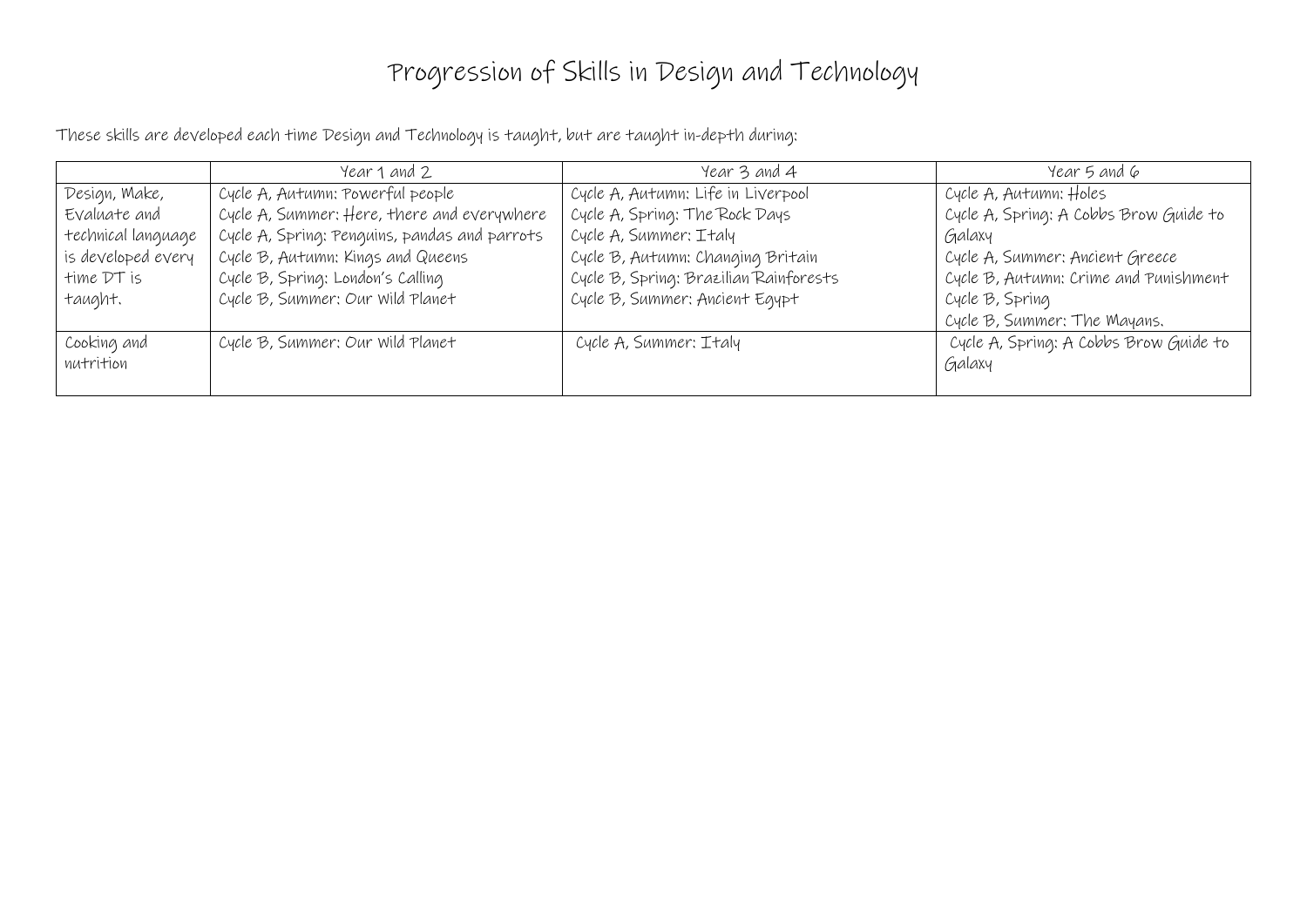# Progression of Skills in Design and Technology

These skills are developed each time Design and Technology is taught, but are taught in-depth during:

| | Year 1 and 2 | Year 3 and 4 | Year 5 and 6 |
|---|---|---|---|
| Design, Make, Evaluate and technical language is developed every time DT is taught. | Cycle A, Autumn: Powerful people<br>Cycle A, Summer: Here, there and everywhere<br>Cycle A, Spring: Penguins, pandas and parrots<br>Cycle B, Autumn: Kings and Queens<br>Cycle B, Spring: London's Calling<br>Cycle B, Summer: Our Wild Planet | Cycle A, Autumn: Life in Liverpool<br>Cycle A, Spring: The Rock Days<br>Cycle A, Summer: Italy<br>Cycle B, Autumn: Changing Britain<br>Cycle B, Spring: Brazilian Rainforests<br>Cycle B, Summer: Ancient Egypt | Cycle A, Autumn: Holes<br>Cycle A, Spring: A Cobbs Brow Guide to Galaxy<br>Cycle A, Summer: Ancient Greece<br>Cycle B, Autumn: Crime and Punishment<br>Cycle B, Spring<br>Cycle B, Summer: The Mayans. |
| Cooking and nutrition | Cycle B, Summer: Our Wild Planet | Cycle A, Summer: Italy | Cycle A, Spring: A Cobbs Brow Guide to Galaxy |